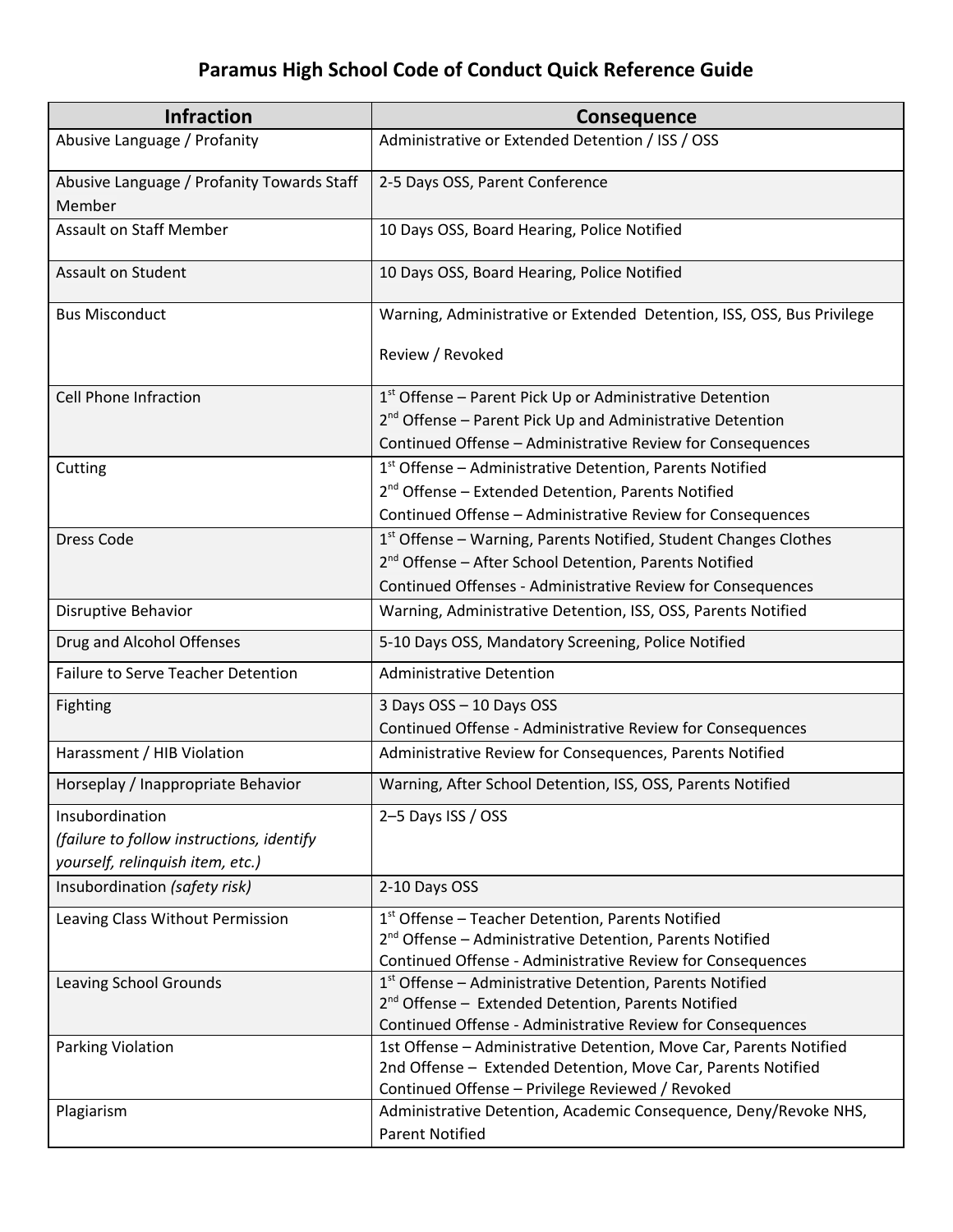# Paramus High School Code of Conduct Quick Reference Guide

| Infraction | Consequence |
|---|---|
| Abusive Language / Profanity | Administrative or Extended Detention / ISS / OSS |
| Abusive Language / Profanity Towards Staff Member | 2-5 Days OSS, Parent Conference |
| Assault on Staff Member | 10 Days OSS, Board Hearing, Police Notified |
| Assault on Student | 10 Days OSS, Board Hearing, Police Notified |
| Bus Misconduct | Warning, Administrative or Extended Detention, ISS, OSS, Bus Privilege Review / Revoked |
| Cell Phone Infraction | 1st Offense – Parent Pick Up or Administrative Detention<br>2nd Offense – Parent Pick Up and Administrative Detention<br>Continued Offense – Administrative Review for Consequences |
| Cutting | 1st Offense – Administrative Detention, Parents Notified<br>2nd Offense – Extended Detention, Parents Notified<br>Continued Offense – Administrative Review for Consequences |
| Dress Code | 1st Offense – Warning, Parents Notified, Student Changes Clothes<br>2nd Offense – After School Detention, Parents Notified<br>Continued Offenses - Administrative Review for Consequences |
| Disruptive Behavior | Warning, Administrative Detention, ISS, OSS, Parents Notified |
| Drug and Alcohol Offenses | 5-10 Days OSS, Mandatory Screening, Police Notified |
| Failure to Serve Teacher Detention | Administrative Detention |
| Fighting | 3 Days OSS – 10 Days OSS<br>Continued Offense - Administrative Review for Consequences |
| Harassment / HIB Violation | Administrative Review for Consequences, Parents Notified |
| Horseplay / Inappropriate Behavior | Warning, After School Detention, ISS, OSS, Parents Notified |
| Insubordination *(failure to follow instructions, identify yourself, relinquish item, etc.)* | 2–5 Days ISS / OSS |
| Insubordination *(safety risk)* | 2-10 Days OSS |
| Leaving Class Without Permission | 1st Offense – Teacher Detention, Parents Notified<br>2nd Offense – Administrative Detention, Parents Notified<br>Continued Offense - Administrative Review for Consequences |
| Leaving School Grounds | 1st Offense – Administrative Detention, Parents Notified<br>2nd Offense – Extended Detention, Parents Notified<br>Continued Offense - Administrative Review for Consequences |
| Parking Violation | 1st Offense – Administrative Detention, Move Car, Parents Notified<br>2nd Offense – Extended Detention, Move Car, Parents Notified<br>Continued Offense – Privilege Reviewed / Revoked |
| Plagiarism | Administrative Detention, Academic Consequence, Deny/Revoke NHS, Parent Notified |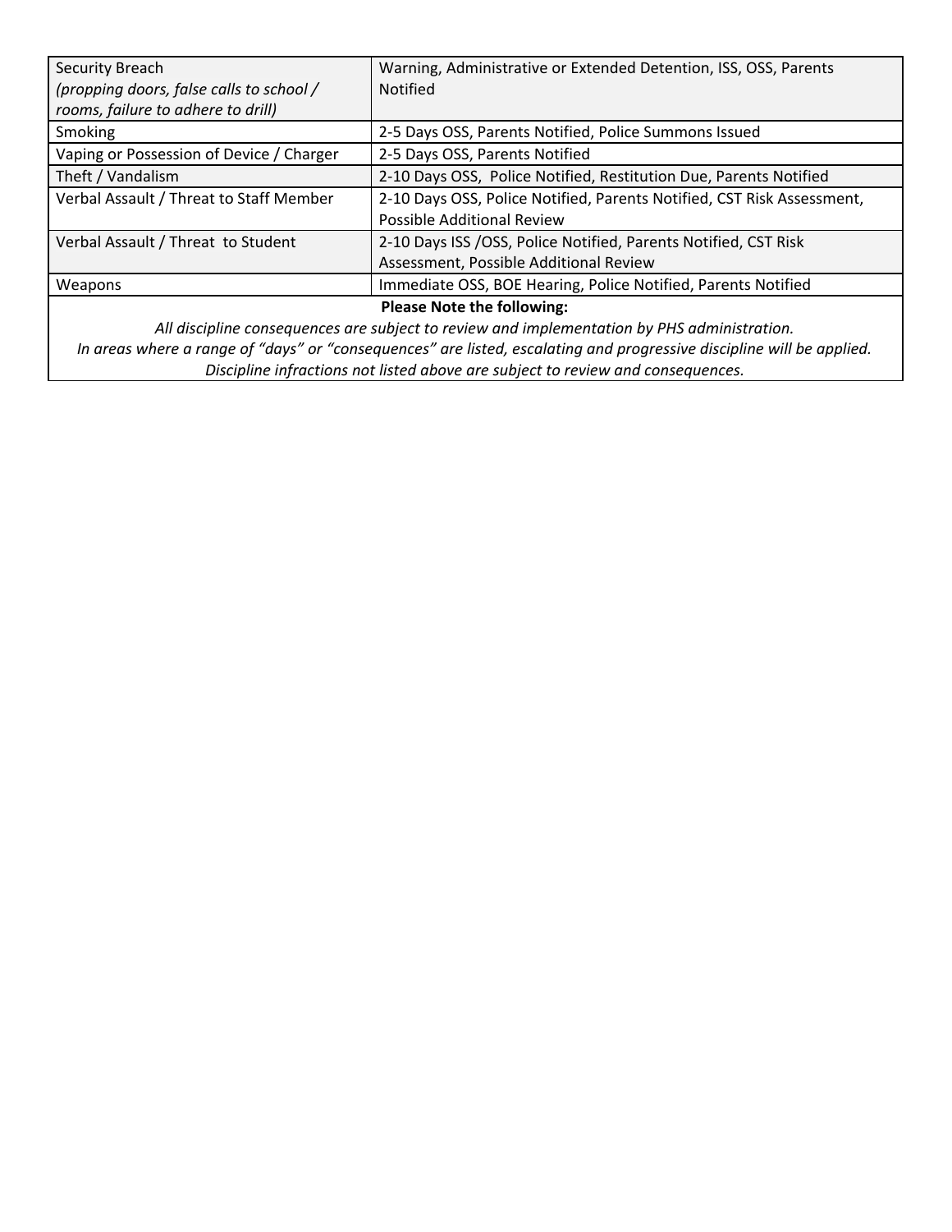| | |
|---|---|
| Security Breach<br>*(propping doors, false calls to school / rooms, failure to adhere to drill)* | Warning, Administrative or Extended Detention, ISS, OSS, Parents Notified |
| Smoking | 2-5 Days OSS, Parents Notified, Police Summons Issued |
| Vaping or Possession of Device / Charger | 2-5 Days OSS, Parents Notified |
| Theft / Vandalism | 2-10 Days OSS, Police Notified, Restitution Due, Parents Notified |
| Verbal Assault / Threat to Staff Member | 2-10 Days OSS, Police Notified, Parents Notified, CST Risk Assessment, Possible Additional Review |
| Verbal Assault / Threat to Student | 2-10 Days ISS /OSS, Police Notified, Parents Notified, CST Risk Assessment, Possible Additional Review |
| Weapons | Immediate OSS, BOE Hearing, Police Notified, Parents Notified |

**Please Note the following:**

*All discipline consequences are subject to review and implementation by PHS administration.*

*In areas where a range of "days" or "consequences" are listed, escalating and progressive discipline will be applied.*

*Discipline infractions not listed above are subject to review and consequences.*